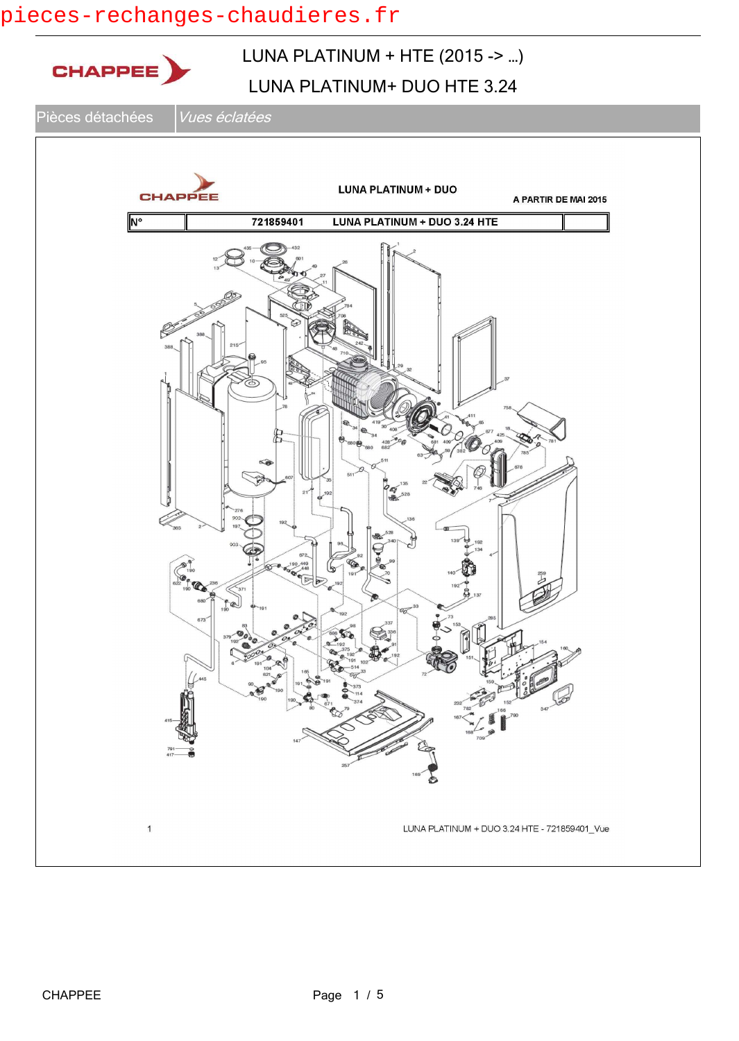pieces-rechanges-chaudieres.fr

CHAPPEE

# LUNA PLATINUM + HTE (2015 -> ...)

## LUNA PLATINUM+ DUO HTE 3.24

| Pièces détachées | *Vues éclatées* |
|---|---|

CHAPPEE

**LUNA PLATINUM + DUO**

**A PARTIR DE MAI 2015**

| N° | 721859401 LUNA PLATINUM + DUO 3.24 HTE | |
|---|---|---|

1

LUNA PLATINUM + DUO 3.24 HTE - 721859401_Vue

CHAPPEE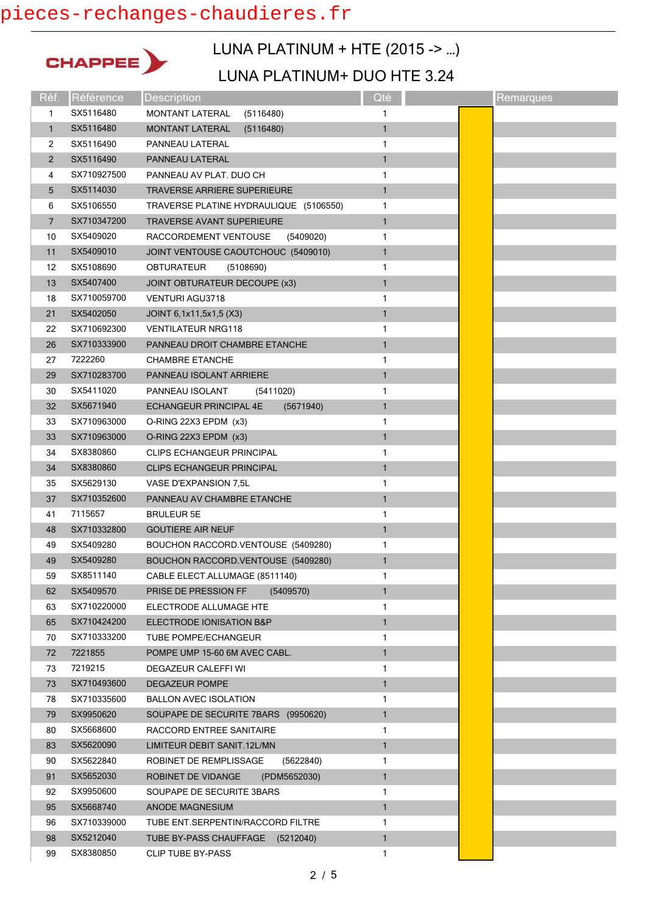pieces-rechanges-chaudieres.fr

CHAPPEE

# LUNA PLATINUM + HTE (2015 -> ...)

## LUNA PLATINUM+ DUO HTE 3.24

| Réf. | Référence | Description | Qté | | Remarques |
|---|---|---|---|---|---|
| 1 | SX5116480 | MONTANT LATERAL (5116480) | 1 | | |
| 1 | SX5116480 | MONTANT LATERAL (5116480) | 1 | | |
| 2 | SX5116490 | PANNEAU LATERAL | 1 | | |
| 2 | SX5116490 | PANNEAU LATERAL | 1 | | |
| 4 | SX710927500 | PANNEAU AV PLAT. DUO CH | 1 | | |
| 5 | SX5114030 | TRAVERSE ARRIERE SUPERIEURE | 1 | | |
| 6 | SX5106550 | TRAVERSE PLATINE HYDRAULIQUE (5106550) | 1 | | |
| 7 | SX710347200 | TRAVERSE AVANT SUPERIEURE | 1 | | |
| 10 | SX5409020 | RACCORDEMENT VENTOUSE (5409020) | 1 | | |
| 11 | SX5409010 | JOINT VENTOUSE CAOUTCHOUC (5409010) | 1 | | |
| 12 | SX5108690 | OBTURATEUR (5108690) | 1 | | |
| 13 | SX5407400 | JOINT OBTURATEUR DECOUPE (x3) | 1 | | |
| 18 | SX710059700 | VENTURI AGU3718 | 1 | | |
| 21 | SX5402050 | JOINT 6,1x11,5x1,5 (X3) | 1 | | |
| 22 | SX710692300 | VENTILATEUR NRG118 | 1 | | |
| 26 | SX710333900 | PANNEAU DROIT CHAMBRE ETANCHE | 1 | | |
| 27 | 7222260 | CHAMBRE ETANCHE | 1 | | |
| 29 | SX710283700 | PANNEAU ISOLANT ARRIERE | 1 | | |
| 30 | SX5411020 | PANNEAU ISOLANT (5411020) | 1 | | |
| 32 | SX5671940 | ECHANGEUR PRINCIPAL 4E (5671940) | 1 | | |
| 33 | SX710963000 | O-RING 22X3 EPDM (x3) | 1 | | |
| 33 | SX710963000 | O-RING 22X3 EPDM (x3) | 1 | | |
| 34 | SX8380860 | CLIPS ECHANGEUR PRINCIPAL | 1 | | |
| 34 | SX8380860 | CLIPS ECHANGEUR PRINCIPAL | 1 | | |
| 35 | SX5629130 | VASE D'EXPANSION 7,5L | 1 | | |
| 37 | SX710352600 | PANNEAU AV CHAMBRE ETANCHE | 1 | | |
| 41 | 7115657 | BRULEUR 5E | 1 | | |
| 48 | SX710332800 | GOUTIERE AIR NEUF | 1 | | |
| 49 | SX5409280 | BOUCHON RACCORD.VENTOUSE (5409280) | 1 | | |
| 49 | SX5409280 | BOUCHON RACCORD.VENTOUSE (5409280) | 1 | | |
| 59 | SX8511140 | CABLE ELECT.ALLUMAGE (8511140) | 1 | | |
| 62 | SX5409570 | PRISE DE PRESSION FF (5409570) | 1 | | |
| 63 | SX710220000 | ELECTRODE ALLUMAGE HTE | 1 | | |
| 65 | SX710424200 | ELECTRODE IONISATION B&P | 1 | | |
| 70 | SX710333200 | TUBE POMPE/ECHANGEUR | 1 | | |
| 72 | 7221855 | POMPE UMP 15-60 6M AVEC CABL. | 1 | | |
| 73 | 7219215 | DEGAZEUR CALEFFI WI | 1 | | |
| 73 | SX710493600 | DEGAZEUR POMPE | 1 | | |
| 78 | SX710335600 | BALLON AVEC ISOLATION | 1 | | |
| 79 | SX9950620 | SOUPAPE DE SECURITE 7BARS (9950620) | 1 | | |
| 80 | SX5668600 | RACCORD ENTREE SANITAIRE | 1 | | |
| 83 | SX5620090 | LIMITEUR DEBIT SANIT.12L/MN | 1 | | |
| 90 | SX5622840 | ROBINET DE REMPLISSAGE (5622840) | 1 | | |
| 91 | SX5652030 | ROBINET DE VIDANGE (PDM5652030) | 1 | | |
| 92 | SX9950600 | SOUPAPE DE SECURITE 3BARS | 1 | | |
| 95 | SX5668740 | ANODE MAGNESIUM | 1 | | |
| 96 | SX710339000 | TUBE ENT.SERPENTIN/RACCORD FILTRE | 1 | | |
| 98 | SX5212040 | TUBE BY-PASS CHAUFFAGE (5212040) | 1 | | |
| 99 | SX8380850 | CLIP TUBE BY-PASS | 1 | | |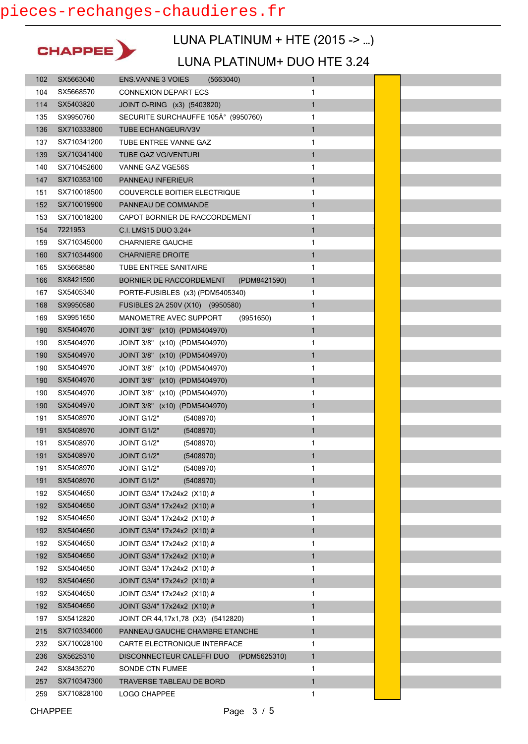# LUNA PLATINUM + HTE (2015 -> ...)

## LUNA PLATINUM+ DUO HTE 3.24

CHAPPEE

| | | | | |
|---|---|---|---|---|
| 102 | SX5663040 | ENS.VANNE 3 VOIES (5663040) | 1 | |
| 104 | SX5668570 | CONNEXION DEPART ECS | 1 | |
| 114 | SX5403820 | JOINT O-RING (x3) (5403820) | 1 | |
| 135 | SX9950760 | SECURITE SURCHAUFFE 105Â° (9950760) | 1 | |
| 136 | SX710333800 | TUBE ECHANGEUR/V3V | 1 | |
| 137 | SX710341200 | TUBE ENTREE VANNE GAZ | 1 | |
| 139 | SX710341400 | TUBE GAZ VG/VENTURI | 1 | |
| 140 | SX710452600 | VANNE GAZ VGE56S | 1 | |
| 147 | SX710353100 | PANNEAU INFERIEUR | 1 | |
| 151 | SX710018500 | COUVERCLE BOITIER ELECTRIQUE | 1 | |
| 152 | SX710019900 | PANNEAU DE COMMANDE | 1 | |
| 153 | SX710018200 | CAPOT BORNIER DE RACCORDEMENT | 1 | |
| 154 | 7221953 | C.I. LMS15 DUO 3.24+ | 1 | |
| 159 | SX710345000 | CHARNIERE GAUCHE | 1 | |
| 160 | SX710344900 | CHARNIERE DROITE | 1 | |
| 165 | SX5668580 | TUBE ENTREE SANITAIRE | 1 | |
| 166 | SX8421590 | BORNIER DE RACCORDEMENT (PDM8421590) | 1 | |
| 167 | SX5405340 | PORTE-FUSIBLES (x3) (PDM5405340) | 1 | |
| 168 | SX9950580 | FUSIBLES 2A 250V (X10) (9950580) | 1 | |
| 169 | SX9951650 | MANOMETRE AVEC SUPPORT (9951650) | 1 | |
| 190 | SX5404970 | JOINT 3/8" (x10) (PDM5404970) | 1 | |
| 190 | SX5404970 | JOINT 3/8" (x10) (PDM5404970) | 1 | |
| 190 | SX5404970 | JOINT 3/8" (x10) (PDM5404970) | 1 | |
| 190 | SX5404970 | JOINT 3/8" (x10) (PDM5404970) | 1 | |
| 190 | SX5404970 | JOINT 3/8" (x10) (PDM5404970) | 1 | |
| 190 | SX5404970 | JOINT 3/8" (x10) (PDM5404970) | 1 | |
| 190 | SX5404970 | JOINT 3/8" (x10) (PDM5404970) | 1 | |
| 191 | SX5408970 | JOINT G1/2" (5408970) | 1 | |
| 191 | SX5408970 | JOINT G1/2" (5408970) | 1 | |
| 191 | SX5408970 | JOINT G1/2" (5408970) | 1 | |
| 191 | SX5408970 | JOINT G1/2" (5408970) | 1 | |
| 191 | SX5408970 | JOINT G1/2" (5408970) | 1 | |
| 191 | SX5408970 | JOINT G1/2" (5408970) | 1 | |
| 192 | SX5404650 | JOINT G3/4" 17x24x2 (X10) # | 1 | |
| 192 | SX5404650 | JOINT G3/4" 17x24x2 (X10) # | 1 | |
| 192 | SX5404650 | JOINT G3/4" 17x24x2 (X10) # | 1 | |
| 192 | SX5404650 | JOINT G3/4" 17x24x2 (X10) # | 1 | |
| 192 | SX5404650 | JOINT G3/4" 17x24x2 (X10) # | 1 | |
| 192 | SX5404650 | JOINT G3/4" 17x24x2 (X10) # | 1 | |
| 192 | SX5404650 | JOINT G3/4" 17x24x2 (X10) # | 1 | |
| 192 | SX5404650 | JOINT G3/4" 17x24x2 (X10) # | 1 | |
| 192 | SX5404650 | JOINT G3/4" 17x24x2 (X10) # | 1 | |
| 192 | SX5404650 | JOINT G3/4" 17x24x2 (X10) # | 1 | |
| 197 | SX5412820 | JOINT OR 44,17x1,78 (X3) (5412820) | 1 | |
| 215 | SX710334000 | PANNEAU GAUCHE CHAMBRE ETANCHE | 1 | |
| 232 | SX710028100 | CARTE ELECTRONIQUE INTERFACE | 1 | |
| 236 | SX5625310 | DISCONNECTEUR CALEFFI DUO (PDM5625310) | 1 | |
| 242 | SX8435270 | SONDE CTN FUMEE | 1 | |
| 257 | SX710347300 | TRAVERSE TABLEAU DE BORD | 1 | |
| 259 | SX710828100 | LOGO CHAPPEE | 1 | |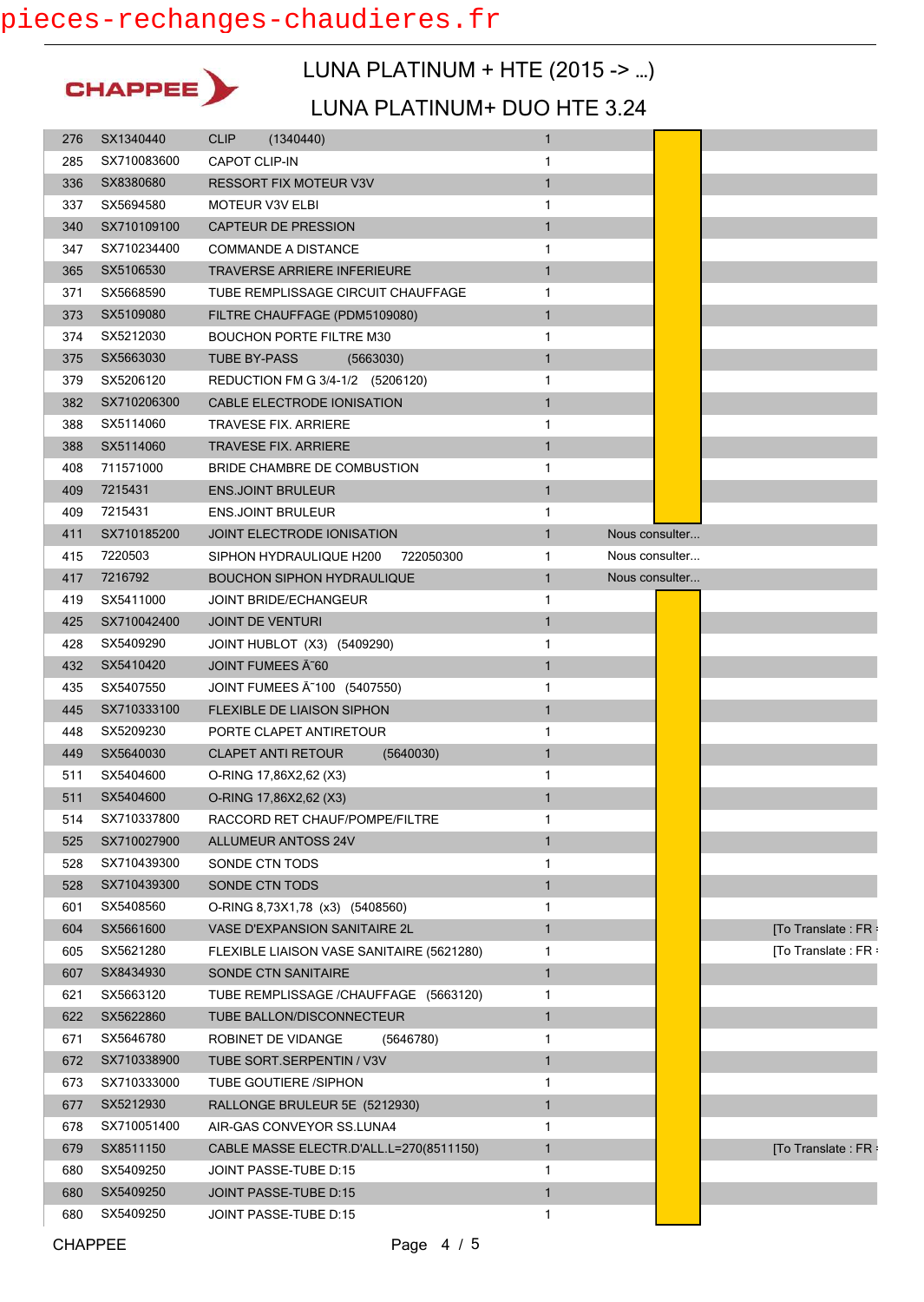pieces-rechanges-chaudieres.fr

CHAPPEE

# LUNA PLATINUM + HTE (2015 -> ...)

## LUNA PLATINUM+ DUO HTE 3.24

| | | | | | |
|---|---|---|---|---|---|
| 276 | SX1340440 | CLIP (1340440) | 1 | | |
| 285 | SX710083600 | CAPOT CLIP-IN | 1 | | |
| 336 | SX8380680 | RESSORT FIX MOTEUR V3V | 1 | | |
| 337 | SX5694580 | MOTEUR V3V ELBI | 1 | | |
| 340 | SX710109100 | CAPTEUR DE PRESSION | 1 | | |
| 347 | SX710234400 | COMMANDE A DISTANCE | 1 | | |
| 365 | SX5106530 | TRAVERSE ARRIERE INFERIEURE | 1 | | |
| 371 | SX5668590 | TUBE REMPLISSAGE CIRCUIT CHAUFFAGE | 1 | | |
| 373 | SX5109080 | FILTRE CHAUFFAGE (PDM5109080) | 1 | | |
| 374 | SX5212030 | BOUCHON PORTE FILTRE M30 | 1 | | |
| 375 | SX5663030 | TUBE BY-PASS (5663030) | 1 | | |
| 379 | SX5206120 | REDUCTION FM G 3/4-1/2 (5206120) | 1 | | |
| 382 | SX710206300 | CABLE ELECTRODE IONISATION | 1 | | |
| 388 | SX5114060 | TRAVESE FIX. ARRIERE | 1 | | |
| 388 | SX5114060 | TRAVESE FIX. ARRIERE | 1 | | |
| 408 | 711571000 | BRIDE CHAMBRE DE COMBUSTION | 1 | | |
| 409 | 7215431 | ENS.JOINT BRULEUR | 1 | | |
| 409 | 7215431 | ENS.JOINT BRULEUR | 1 | | |
| 411 | SX710185200 | JOINT ELECTRODE IONISATION | 1 | Nous consulter... | |
| 415 | 7220503 | SIPHON HYDRAULIQUE H200 722050300 | 1 | Nous consulter... | |
| 417 | 7216792 | BOUCHON SIPHON HYDRAULIQUE | 1 | Nous consulter... | |
| 419 | SX5411000 | JOINT BRIDE/ECHANGEUR | 1 | | |
| 425 | SX710042400 | JOINT DE VENTURI | 1 | | |
| 428 | SX5409290 | JOINT HUBLOT (X3) (5409290) | 1 | | |
| 432 | SX5410420 | JOINT FUMEES Ã˜60 | 1 | | |
| 435 | SX5407550 | JOINT FUMEES Ã˜100 (5407550) | 1 | | |
| 445 | SX710333100 | FLEXIBLE DE LIAISON SIPHON | 1 | | |
| 448 | SX5209230 | PORTE CLAPET ANTIRETOUR | 1 | | |
| 449 | SX5640030 | CLAPET ANTI RETOUR (5640030) | 1 | | |
| 511 | SX5404600 | O-RING 17,86X2,62 (X3) | 1 | | |
| 511 | SX5404600 | O-RING 17,86X2,62 (X3) | 1 | | |
| 514 | SX710337800 | RACCORD RET CHAUF/POMPE/FILTRE | 1 | | |
| 525 | SX710027900 | ALLUMEUR ANTOSS 24V | 1 | | |
| 528 | SX710439300 | SONDE CTN TODS | 1 | | |
| 528 | SX710439300 | SONDE CTN TODS | 1 | | |
| 601 | SX5408560 | O-RING 8,73X1,78 (x3) (5408560) | 1 | | |
| 604 | SX5661600 | VASE D'EXPANSION SANITAIRE 2L | 1 | | [To Translate : FR |
| 605 | SX5621280 | FLEXIBLE LIAISON VASE SANITAIRE (5621280) | 1 | | [To Translate : FR |
| 607 | SX8434930 | SONDE CTN SANITAIRE | 1 | | |
| 621 | SX5663120 | TUBE REMPLISSAGE /CHAUFFAGE (5663120) | 1 | | |
| 622 | SX5622860 | TUBE BALLON/DISCONNECTEUR | 1 | | |
| 671 | SX5646780 | ROBINET DE VIDANGE (5646780) | 1 | | |
| 672 | SX710338900 | TUBE SORT.SERPENTIN / V3V | 1 | | |
| 673 | SX710333000 | TUBE GOUTIERE /SIPHON | 1 | | |
| 677 | SX5212930 | RALLONGE BRULEUR 5E (5212930) | 1 | | |
| 678 | SX710051400 | AIR-GAS CONVEYOR SS.LUNA4 | 1 | | |
| 679 | SX8511150 | CABLE MASSE ELECTR.D'ALL.L=270(8511150) | 1 | | [To Translate : FR |
| 680 | SX5409250 | JOINT PASSE-TUBE D:15 | 1 | | |
| 680 | SX5409250 | JOINT PASSE-TUBE D:15 | 1 | | |
| 680 | SX5409250 | JOINT PASSE-TUBE D:15 | 1 | | |

CHAPPEE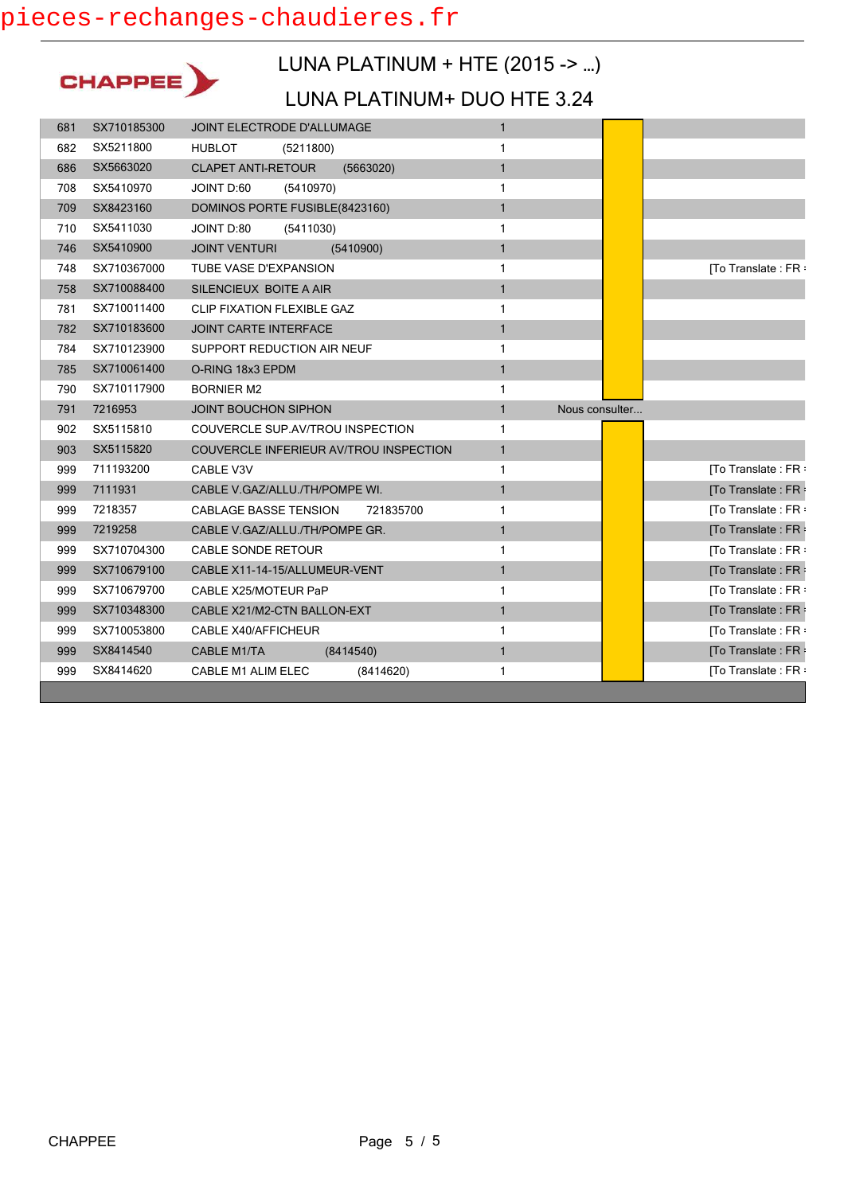pieces-rechanges-chaudieres.fr

CHAPPEE

# LUNA PLATINUM + HTE (2015 -> ...)

## LUNA PLATINUM+ DUO HTE 3.24

| | | | | | |
|---|---|---|---|---|---|
| 681 | SX710185300 | JOINT ELECTRODE D'ALLUMAGE | 1 | | |
| 682 | SX5211800 | HUBLOT (5211800) | 1 | | |
| 686 | SX5663020 | CLAPET ANTI-RETOUR (5663020) | 1 | | |
| 708 | SX5410970 | JOINT D:60 (5410970) | 1 | | |
| 709 | SX8423160 | DOMINOS PORTE FUSIBLE(8423160) | 1 | | |
| 710 | SX5411030 | JOINT D:80 (5411030) | 1 | | |
| 746 | SX5410900 | JOINT VENTURI (5410900) | 1 | | |
| 748 | SX710367000 | TUBE VASE D'EXPANSION | 1 | | [To Translate : FR = |
| 758 | SX710088400 | SILENCIEUX BOITE A AIR | 1 | | |
| 781 | SX710011400 | CLIP FIXATION FLEXIBLE GAZ | 1 | | |
| 782 | SX710183600 | JOINT CARTE INTERFACE | 1 | | |
| 784 | SX710123900 | SUPPORT REDUCTION AIR NEUF | 1 | | |
| 785 | SX710061400 | O-RING 18x3 EPDM | 1 | | |
| 790 | SX710117900 | BORNIER M2 | 1 | | |
| 791 | 7216953 | JOINT BOUCHON SIPHON | 1 | Nous consulter... | |
| 902 | SX5115810 | COUVERCLE SUP.AV/TROU INSPECTION | 1 | | |
| 903 | SX5115820 | COUVERCLE INFERIEUR AV/TROU INSPECTION | 1 | | |
| 999 | 711193200 | CABLE V3V | 1 | | [To Translate : FR = |
| 999 | 7111931 | CABLE V.GAZ/ALLU./TH/POMPE WI. | 1 | | [To Translate : FR = |
| 999 | 7218357 | CABLAGE BASSE TENSION 721835700 | 1 | | [To Translate : FR = |
| 999 | 7219258 | CABLE V.GAZ/ALLU./TH/POMPE GR. | 1 | | [To Translate : FR = |
| 999 | SX710704300 | CABLE SONDE RETOUR | 1 | | [To Translate : FR = |
| 999 | SX710679100 | CABLE X11-14-15/ALLUMEUR-VENT | 1 | | [To Translate : FR = |
| 999 | SX710679700 | CABLE X25/MOTEUR PaP | 1 | | [To Translate : FR = |
| 999 | SX710348300 | CABLE X21/M2-CTN BALLON-EXT | 1 | | [To Translate : FR = |
| 999 | SX710053800 | CABLE X40/AFFICHEUR | 1 | | [To Translate : FR = |
| 999 | SX8414540 | CABLE M1/TA (8414540) | 1 | | [To Translate : FR = |
| 999 | SX8414620 | CABLE M1 ALIM ELEC (8414620) | 1 | | [To Translate : FR = |

CHAPPEE